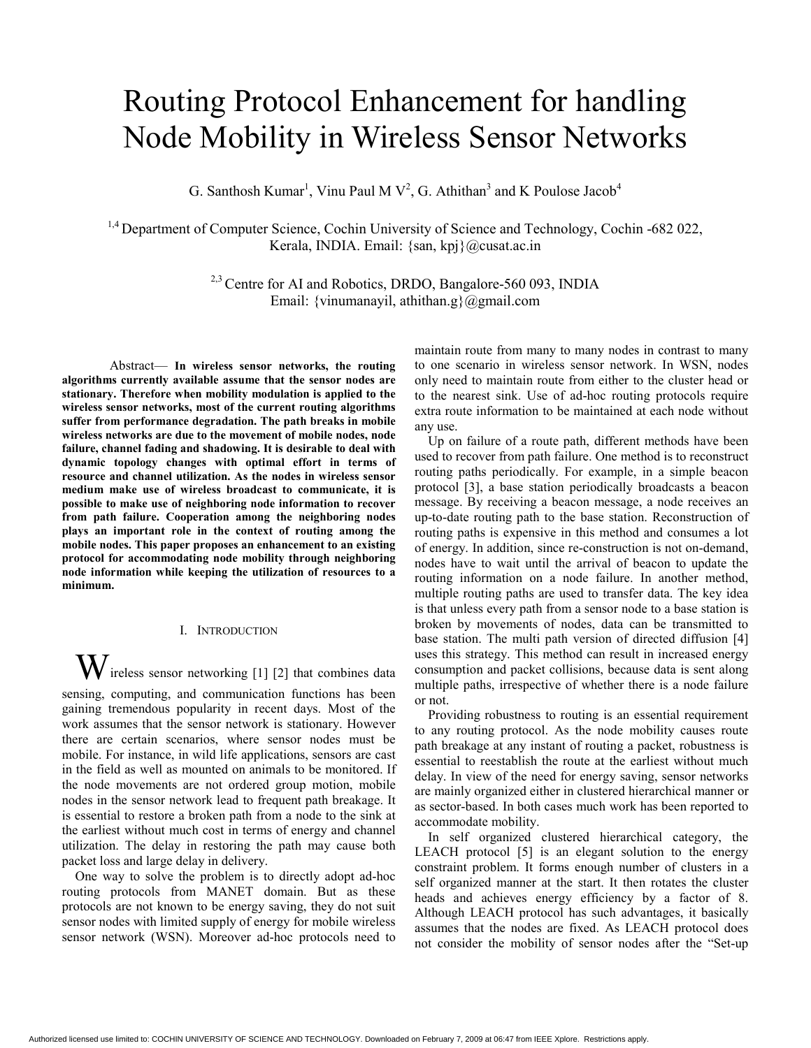# Routing Protocol Enhancement for handling Node Mobility in Wireless Sensor Networks

G. Santhosh Kumar[1], Vinu Paul M V[2], G. Athithan[3] and K Poulose Jacob[4]

[1,4] Department of Computer Science, Cochin University of Science and Technology, Cochin -682 022, Kerala, INDIA. Email: {san, kpj}@cusat.ac.in

[2,3] Centre for AI and Robotics, DRDO, Bangalore-560 093, INDIA Email: {vinumanayil, athithan.g}@gmail.com

*Abstract*— **In wireless sensor networks, the routing algorithms currently available assume that the sensor nodes are stationary. Therefore when mobility modulation is applied to the wireless sensor networks, most of the current routing algorithms suffer from performance degradation. The path breaks in mobile wireless networks are due to the movement of mobile nodes, node failure, channel fading and shadowing. It is desirable to deal with dynamic topology changes with optimal effort in terms of resource and channel utilization. As the nodes in wireless sensor medium make use of wireless broadcast to communicate, it is possible to make use of neighboring node information to recover from path failure. Cooperation among the neighboring nodes plays an important role in the context of routing among the mobile nodes. This paper proposes an enhancement to an existing protocol for accommodating node mobility through neighboring node information while keeping the utilization of resources to a minimum.**

## I. Introduction

Wireless sensor networking [1] [2] that combines data sensing, computing, and communication functions has been gaining tremendous popularity in recent days. Most of the work assumes that the sensor network is stationary. However there are certain scenarios, where sensor nodes must be mobile. For instance, in wild life applications, sensors are cast in the field as well as mounted on animals to be monitored. If the node movements are not ordered group motion, mobile nodes in the sensor network lead to frequent path breakage. It is essential to restore a broken path from a node to the sink at the earliest without much cost in terms of energy and channel utilization. The delay in restoring the path may cause both packet loss and large delay in delivery.

One way to solve the problem is to directly adopt ad-hoc routing protocols from MANET domain. But as these protocols are not known to be energy saving, they do not suit sensor nodes with limited supply of energy for mobile wireless sensor network (WSN). Moreover ad-hoc protocols need to maintain route from many to many nodes in contrast to many to one scenario in wireless sensor network. In WSN, nodes only need to maintain route from either to the cluster head or to the nearest sink. Use of ad-hoc routing protocols require extra route information to be maintained at each node without any use.

Up on failure of a route path, different methods have been used to recover from path failure. One method is to reconstruct routing paths periodically. For example, in a simple beacon protocol [3], a base station periodically broadcasts a beacon message. By receiving a beacon message, a node receives an up-to-date routing path to the base station. Reconstruction of routing paths is expensive in this method and consumes a lot of energy. In addition, since re-construction is not on-demand, nodes have to wait until the arrival of beacon to update the routing information on a node failure. In another method, multiple routing paths are used to transfer data. The key idea is that unless every path from a sensor node to a base station is broken by movements of nodes, data can be transmitted to base station. The multi path version of directed diffusion [4] uses this strategy. This method can result in increased energy consumption and packet collisions, because data is sent along multiple paths, irrespective of whether there is a node failure or not.

Providing robustness to routing is an essential requirement to any routing protocol. As the node mobility causes route path breakage at any instant of routing a packet, robustness is essential to reestablish the route at the earliest without much delay. In view of the need for energy saving, sensor networks are mainly organized either in clustered hierarchical manner or as sector-based. In both cases much work has been reported to accommodate mobility.

In self organized clustered hierarchical category, the LEACH protocol [5] is an elegant solution to the energy constraint problem. It forms enough number of clusters in a self organized manner at the start. It then rotates the cluster heads and achieves energy efficiency by a factor of 8. Although LEACH protocol has such advantages, it basically assumes that the nodes are fixed. As LEACH protocol does not consider the mobility of sensor nodes after the "Set-up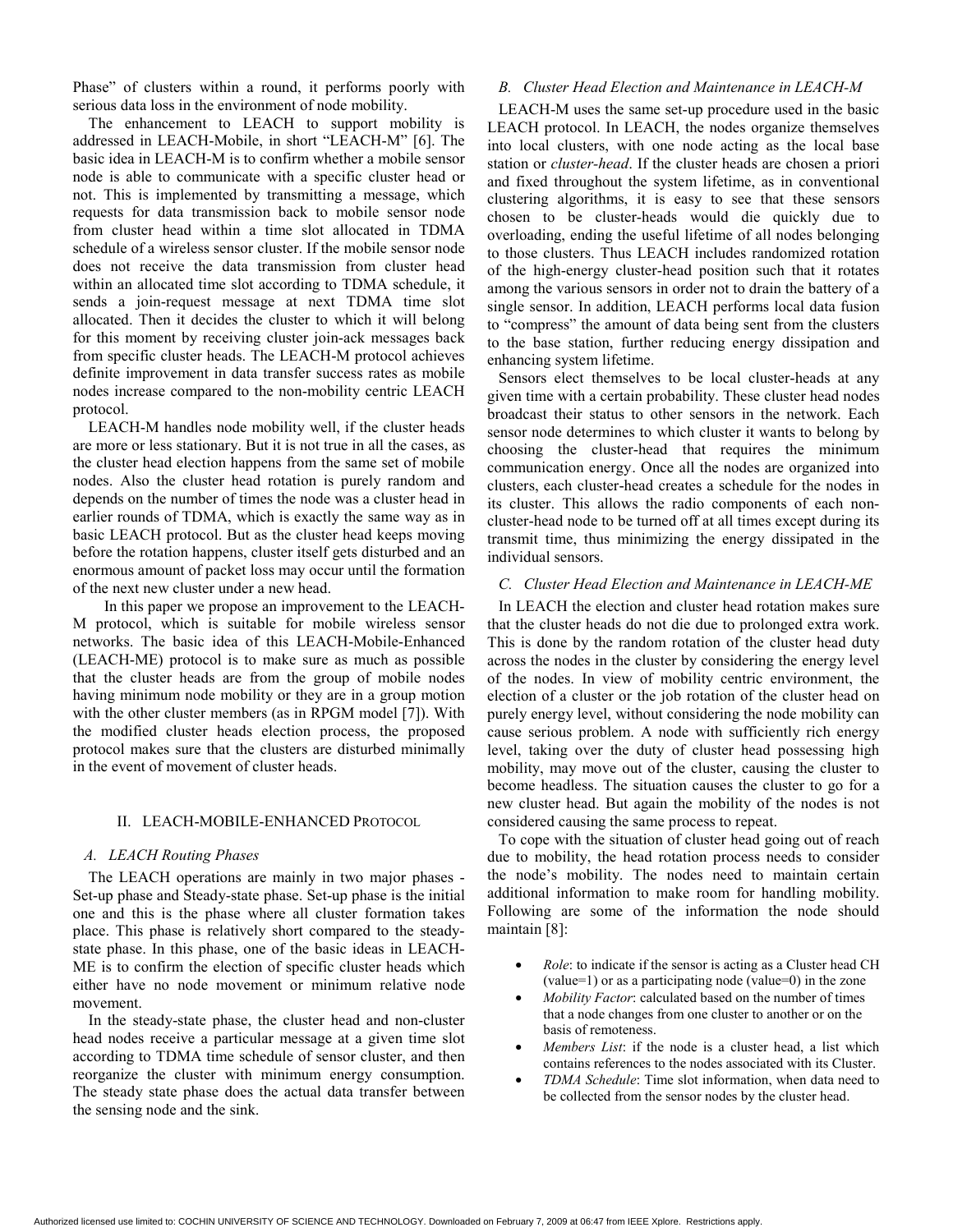Phase" of clusters within a round, it performs poorly with serious data loss in the environment of node mobility.

The enhancement to LEACH to support mobility is addressed in LEACH-Mobile, in short "LEACH-M" [6]. The basic idea in LEACH-M is to confirm whether a mobile sensor node is able to communicate with a specific cluster head or not. This is implemented by transmitting a message, which requests for data transmission back to mobile sensor node from cluster head within a time slot allocated in TDMA schedule of a wireless sensor cluster. If the mobile sensor node does not receive the data transmission from cluster head within an allocated time slot according to TDMA schedule, it sends a join-request message at next TDMA time slot allocated. Then it decides the cluster to which it will belong for this moment by receiving cluster join-ack messages back from specific cluster heads. The LEACH-M protocol achieves definite improvement in data transfer success rates as mobile nodes increase compared to the non-mobility centric LEACH protocol.

LEACH-M handles node mobility well, if the cluster heads are more or less stationary. But it is not true in all the cases, as the cluster head election happens from the same set of mobile nodes. Also the cluster head rotation is purely random and depends on the number of times the node was a cluster head in earlier rounds of TDMA, which is exactly the same way as in basic LEACH protocol. But as the cluster head keeps moving before the rotation happens, cluster itself gets disturbed and an enormous amount of packet loss may occur until the formation of the next new cluster under a new head.

In this paper we propose an improvement to the LEACH-M protocol, which is suitable for mobile wireless sensor networks. The basic idea of this LEACH-Mobile-Enhanced (LEACH-ME) protocol is to make sure as much as possible that the cluster heads are from the group of mobile nodes having minimum node mobility or they are in a group motion with the other cluster members (as in RPGM model [7]). With the modified cluster heads election process, the proposed protocol makes sure that the clusters are disturbed minimally in the event of movement of cluster heads.

## II. LEACH-MOBILE-ENHANCED PROTOCOL

### *A. LEACH Routing Phases*

The LEACH operations are mainly in two major phases - Set-up phase and Steady-state phase. Set-up phase is the initial one and this is the phase where all cluster formation takes place. This phase is relatively short compared to the steady-state phase. In this phase, one of the basic ideas in LEACH-ME is to confirm the election of specific cluster heads which either have no node movement or minimum relative node movement.

In the steady-state phase, the cluster head and non-cluster head nodes receive a particular message at a given time slot according to TDMA time schedule of sensor cluster, and then reorganize the cluster with minimum energy consumption. The steady state phase does the actual data transfer between the sensing node and the sink.

### *B. Cluster Head Election and Maintenance in LEACH-M*

LEACH-M uses the same set-up procedure used in the basic LEACH protocol. In LEACH, the nodes organize themselves into local clusters, with one node acting as the local base station or *cluster-head*. If the cluster heads are chosen a priori and fixed throughout the system lifetime, as in conventional clustering algorithms, it is easy to see that these sensors chosen to be cluster-heads would die quickly due to overloading, ending the useful lifetime of all nodes belonging to those clusters. Thus LEACH includes randomized rotation of the high-energy cluster-head position such that it rotates among the various sensors in order not to drain the battery of a single sensor. In addition, LEACH performs local data fusion to "compress" the amount of data being sent from the clusters to the base station, further reducing energy dissipation and enhancing system lifetime.

Sensors elect themselves to be local cluster-heads at any given time with a certain probability. These cluster head nodes broadcast their status to other sensors in the network. Each sensor node determines to which cluster it wants to belong by choosing the cluster-head that requires the minimum communication energy. Once all the nodes are organized into clusters, each cluster-head creates a schedule for the nodes in its cluster. This allows the radio components of each non-cluster-head node to be turned off at all times except during its transmit time, thus minimizing the energy dissipated in the individual sensors.

### *C. Cluster Head Election and Maintenance in LEACH-ME*

In LEACH the election and cluster head rotation makes sure that the cluster heads do not die due to prolonged extra work. This is done by the random rotation of the cluster head duty across the nodes in the cluster by considering the energy level of the nodes. In view of mobility centric environment, the election of a cluster or the job rotation of the cluster head on purely energy level, without considering the node mobility can cause serious problem. A node with sufficiently rich energy level, taking over the duty of cluster head possessing high mobility, may move out of the cluster, causing the cluster to become headless. The situation causes the cluster to go for a new cluster head. But again the mobility of the nodes is not considered causing the same process to repeat.

To cope with the situation of cluster head going out of reach due to mobility, the head rotation process needs to consider the node's mobility. The nodes need to maintain certain additional information to make room for handling mobility. Following are some of the information the node should maintain [8]:

- *Role*: to indicate if the sensor is acting as a Cluster head CH (value=1) or as a participating node (value=0) in the zone
- *Mobility Factor*: calculated based on the number of times that a node changes from one cluster to another or on the basis of remoteness.
- *Members List*: if the node is a cluster head, a list which contains references to the nodes associated with its Cluster.
- *TDMA Schedule*: Time slot information, when data need to be collected from the sensor nodes by the cluster head.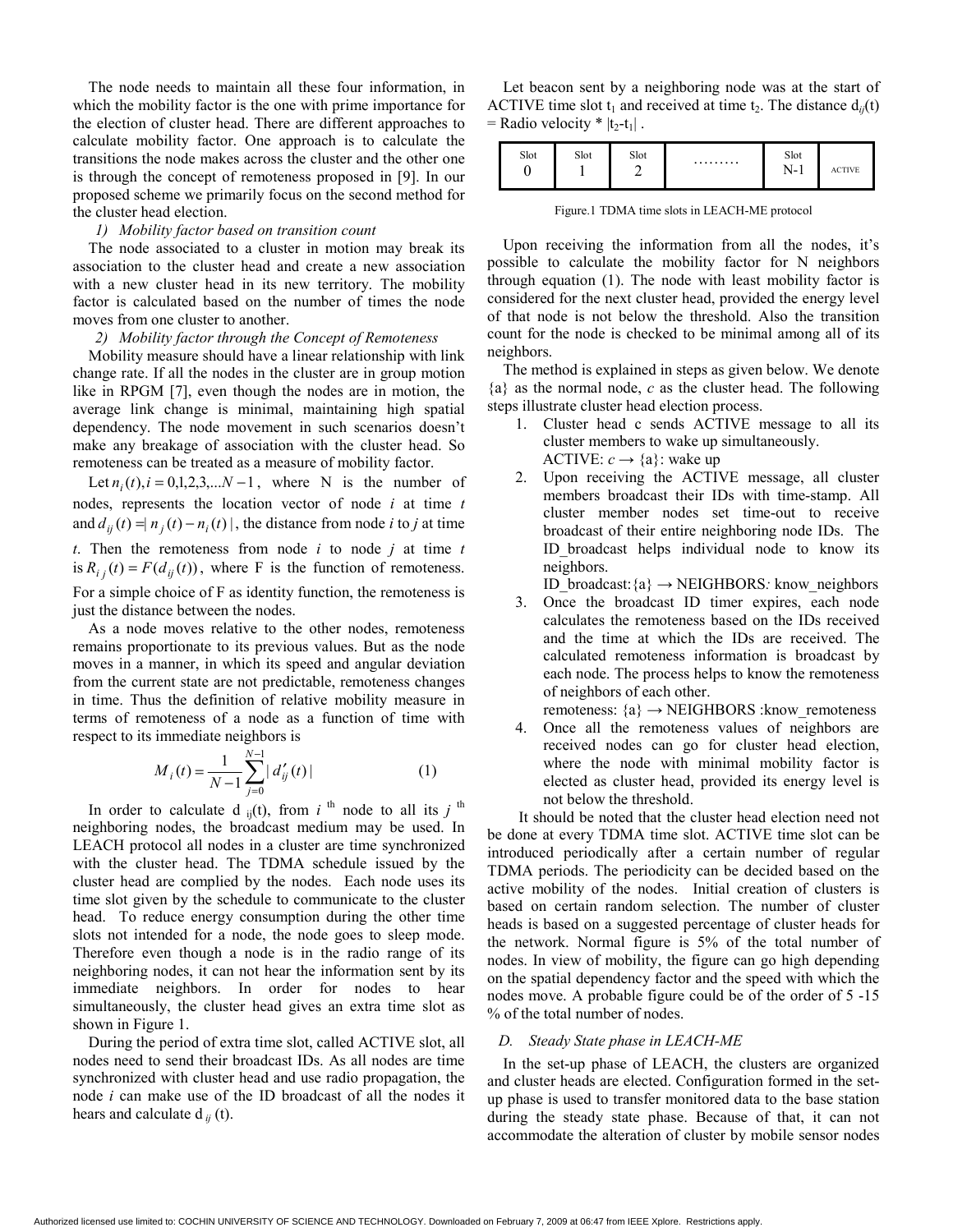The node needs to maintain all these four information, in which the mobility factor is the one with prime importance for the election of cluster head. There are different approaches to calculate mobility factor. One approach is to calculate the transitions the node makes across the cluster and the other one is through the concept of remoteness proposed in [9]. In our proposed scheme we primarily focus on the second method for the cluster head election.

*1) Mobility factor based on transition count*

The node associated to a cluster in motion may break its association to the cluster head and create a new association with a new cluster head in its new territory. The mobility factor is calculated based on the number of times the node moves from one cluster to another.

*2) Mobility factor through the Concept of Remoteness*

Mobility measure should have a linear relationship with link change rate. If all the nodes in the cluster are in group motion like in RPGM [7], even though the nodes are in motion, the average link change is minimal, maintaining high spatial dependency. The node movement in such scenarios doesn't make any breakage of association with the cluster head. So remoteness can be treated as a measure of mobility factor.

Let $n_i(t), i = 0,1,2,3,...N-1$, where N is the number of nodes, represents the location vector of node $i$ at time $t$ and $d_{ij}(t) = |n_j(t) - n_i(t)|$, the distance from node $i$ to $j$ at time $t$. Then the remoteness from node $i$ to node $j$ at time $t$ is $R_{ij}(t) = F(d_{ij}(t))$, where F is the function of remoteness. For a simple choice of F as identity function, the remoteness is just the distance between the nodes.

As a node moves relative to the other nodes, remoteness remains proportionate to its previous values. But as the node moves in a manner, in which its speed and angular deviation from the current state are not predictable, remoteness changes in time. Thus the definition of relative mobility measure in terms of remoteness of a node as a function of time with respect to its immediate neighbors is

$$M_i(t) = \frac{1}{N-1}\sum_{j=0}^{N-1} |d'_{ij}(t)| \qquad (1)$$

In order to calculate $d_{ij}(t)$, from $i^{th}$ node to all its $j^{th}$ neighboring nodes, the broadcast medium may be used. In LEACH protocol all nodes in a cluster are time synchronized with the cluster head. The TDMA schedule issued by the cluster head are complied by the nodes. Each node uses its time slot given by the schedule to communicate to the cluster head. To reduce energy consumption during the other time slots not intended for a node, the node goes to sleep mode. Therefore even though a node is in the radio range of its neighboring nodes, it can not hear the information sent by its immediate neighbors. In order for nodes to hear simultaneously, the cluster head gives an extra time slot as shown in Figure 1.

During the period of extra time slot, called ACTIVE slot, all nodes need to send their broadcast IDs. As all nodes are time synchronized with cluster head and use radio propagation, the node $i$ can make use of the ID broadcast of all the nodes it hears and calculate $d_{ij}(t)$.

Let beacon sent by a neighboring node was at the start of ACTIVE time slot $t_1$ and received at time $t_2$. The distance $d_{ij}(t)$ = Radio velocity * $|t_2-t_1|$ .

| Slot 0 | Slot 1 | Slot 2 | ……… | Slot N-1 | ACTIVE |
|---|---|---|---|---|---|

Figure.1 TDMA time slots in LEACH-ME protocol

Upon receiving the information from all the nodes, it's possible to calculate the mobility factor for N neighbors through equation (1). The node with least mobility factor is considered for the next cluster head, provided the energy level of that node is not below the threshold. Also the transition count for the node is checked to be minimal among all of its neighbors.

The method is explained in steps as given below. We denote {a} as the normal node, *c* as the cluster head. The following steps illustrate cluster head election process.

1. Cluster head c sends ACTIVE message to all its cluster members to wake up simultaneously.
   ACTIVE: $c \rightarrow$ {a}: wake up
2. Upon receiving the ACTIVE message, all cluster members broadcast their IDs with time-stamp. All cluster member nodes set time-out to receive broadcast of their entire neighboring node IDs. The ID_broadcast helps individual node to know its neighbors.
   ID_broadcast:{a} → NEIGHBORS*:* know_neighbors
3. Once the broadcast ID timer expires, each node calculates the remoteness based on the IDs received and the time at which the IDs are received. The calculated remoteness information is broadcast by each node. The process helps to know the remoteness of neighbors of each other.
   remoteness: {a} → NEIGHBORS :know_remoteness
4. Once all the remoteness values of neighbors are received nodes can go for cluster head election, where the node with minimal mobility factor is elected as cluster head, provided its energy level is not below the threshold.

It should be noted that the cluster head election need not be done at every TDMA time slot. ACTIVE time slot can be introduced periodically after a certain number of regular TDMA periods. The periodicity can be decided based on the active mobility of the nodes. Initial creation of clusters is based on certain random selection. The number of cluster heads is based on a suggested percentage of cluster heads for the network. Normal figure is 5% of the total number of nodes. In view of mobility, the figure can go high depending on the spatial dependency factor and the speed with which the nodes move. A probable figure could be of the order of 5 -15 % of the total number of nodes.

### *D. Steady State phase in LEACH-ME*

In the set-up phase of LEACH, the clusters are organized and cluster heads are elected. Configuration formed in the set-up phase is used to transfer monitored data to the base station during the steady state phase. Because of that, it can not accommodate the alteration of cluster by mobile sensor nodes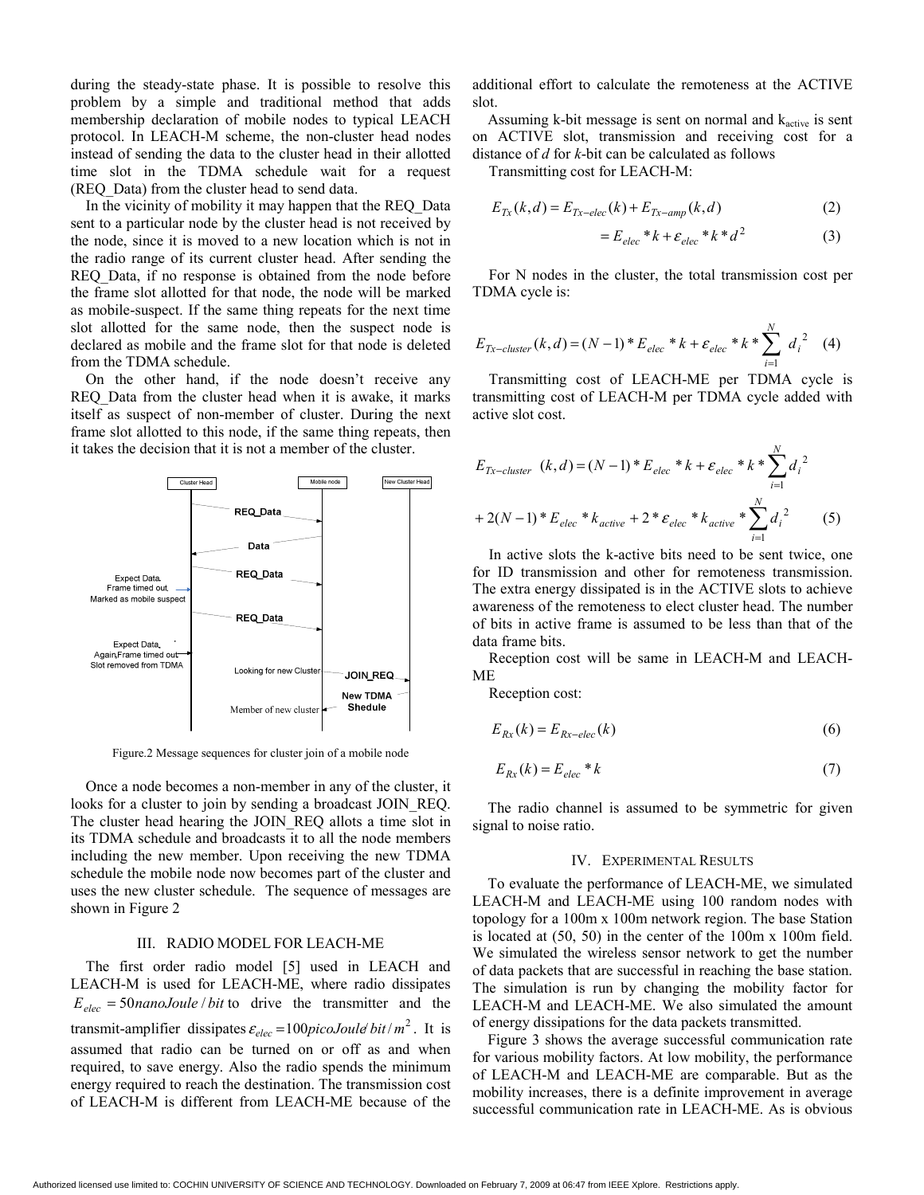during the steady-state phase. It is possible to resolve this problem by a simple and traditional method that adds membership declaration of mobile nodes to typical LEACH protocol. In LEACH-M scheme, the non-cluster head nodes instead of sending the data to the cluster head in their allotted time slot in the TDMA schedule wait for a request (REQ_Data) from the cluster head to send data.

In the vicinity of mobility it may happen that the REQ_Data sent to a particular node by the cluster head is not received by the node, since it is moved to a new location which is not in the radio range of its current cluster head. After sending the REQ_Data, if no response is obtained from the node before the frame slot allotted for that node, the node will be marked as mobile-suspect. If the same thing repeats for the next time slot allotted for the same node, then the suspect node is declared as mobile and the frame slot for that node is deleted from the TDMA schedule.

On the other hand, if the node doesn't receive any REQ_Data from the cluster head when it is awake, it marks itself as suspect of non-member of cluster. During the next frame slot allotted to this node, if the same thing repeats, then it takes the decision that it is not a member of the cluster.

Figure.2 Message sequences for cluster join of a mobile node

Once a node becomes a non-member in any of the cluster, it looks for a cluster to join by sending a broadcast JOIN_REQ. The cluster head hearing the JOIN_REQ allots a time slot in its TDMA schedule and broadcasts it to all the node members including the new member. Upon receiving the new TDMA schedule the mobile node now becomes part of the cluster and uses the new cluster schedule. The sequence of messages are shown in Figure 2

## III. RADIO MODEL FOR LEACH-ME

The first order radio model [5] used in LEACH and LEACH-M is used for LEACH-ME, where radio dissipates $E_{elec} = 50 nanoJoule/bit$ to drive the transmitter and the transmit-amplifier dissipates $\varepsilon_{elec} = 100 picoJoule/bit/m^2$. It is assumed that radio can be turned on or off as and when required, to save energy. Also the radio spends the minimum energy required to reach the destination. The transmission cost of LEACH-M is different from LEACH-ME because of the additional effort to calculate the remoteness at the ACTIVE slot.

Assuming k-bit message is sent on normal and $k_{active}$ is sent on ACTIVE slot, transmission and receiving cost for a distance of $d$ for $k$-bit can be calculated as follows

Transmitting cost for LEACH-M:

$$E_{Tx}(k,d) = E_{Tx-elec}(k) + E_{Tx-amp}(k,d) \quad (2)$$

$$= E_{elec} * k + \varepsilon_{elec} * k * d^2 \quad (3)$$

For N nodes in the cluster, the total transmission cost per TDMA cycle is:

$$E_{Tx-cluster}(k,d) = (N-1) * E_{elec} * k + \varepsilon_{elec} * k * \sum_{i=1}^{N} d_i^2 \quad (4)$$

Transmitting cost of LEACH-ME per TDMA cycle is transmitting cost of LEACH-M per TDMA cycle added with active slot cost.

$$E_{Tx-cluster}(k,d) = (N-1) * E_{elec} * k + \varepsilon_{elec} * k * \sum_{i=1}^{N} d_i^2$$
$$+ 2(N-1) * E_{elec} * k_{active} + 2 * \varepsilon_{elec} * k_{active} * \sum_{i=1}^{N} d_i^2 \quad (5)$$

In active slots the k-active bits need to be sent twice, one for ID transmission and other for remoteness transmission. The extra energy dissipated is in the ACTIVE slots to achieve awareness of the remoteness to elect cluster head. The number of bits in active frame is assumed to be less than that of the data frame bits.

Reception cost will be same in LEACH-M and LEACH-ME

Reception cost:

$$E_{Rx}(k) = E_{Rx-elec}(k) \quad (6)$$

$$E_{Rx}(k) = E_{elec} * k \quad (7)$$

The radio channel is assumed to be symmetric for given signal to noise ratio.

## IV. EXPERIMENTAL RESULTS

To evaluate the performance of LEACH-ME, we simulated LEACH-M and LEACH-ME using 100 random nodes with topology for a 100m x 100m network region. The base Station is located at (50, 50) in the center of the 100m x 100m field. We simulated the wireless sensor network to get the number of data packets that are successful in reaching the base station. The simulation is run by changing the mobility factor for LEACH-M and LEACH-ME. We also simulated the amount of energy dissipations for the data packets transmitted.

Figure 3 shows the average successful communication rate for various mobility factors. At low mobility, the performance of LEACH-M and LEACH-ME are comparable. But as the mobility increases, there is a definite improvement in average successful communication rate in LEACH-ME. As is obvious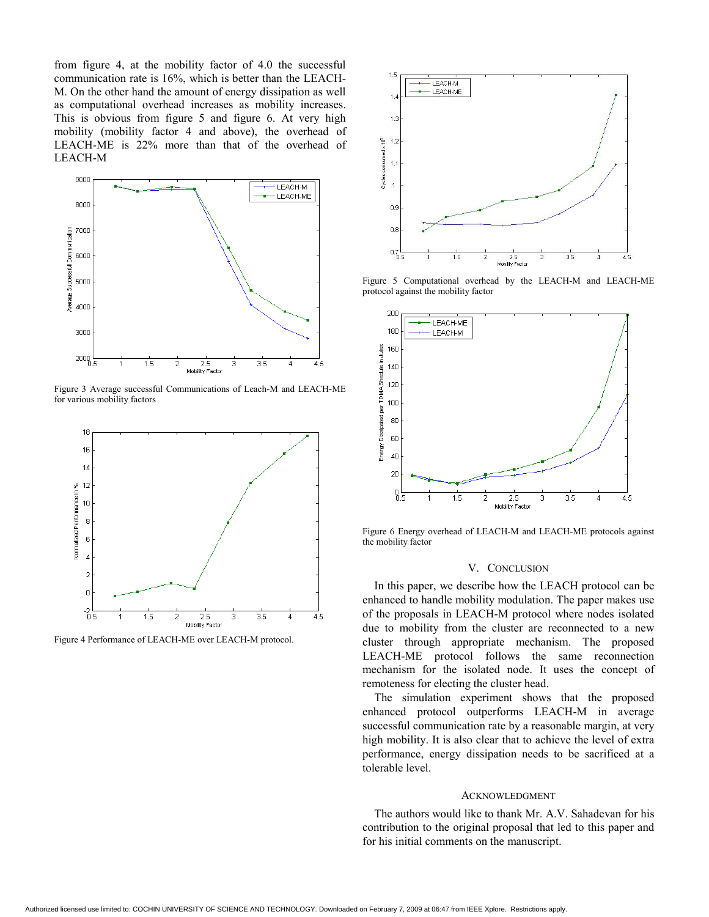from figure 4, at the mobility factor of 4.0 the successful communication rate is 16%, which is better than the LEACH-M. On the other hand the amount of energy dissipation as well as computational overhead increases as mobility increases. This is obvious from figure 5 and figure 6. At very high mobility (mobility factor 4 and above), the overhead of LEACH-ME is 22% more than that of the overhead of LEACH-M

Figure 3 Average successful Communications of Leach-M and LEACH-ME for various mobility factors

Figure 4 Performance of LEACH-ME over LEACH-M protocol.

Figure 5 Computational overhead by the LEACH-M and LEACH-ME protocol against the mobility factor

Figure 6 Energy overhead of LEACH-M and LEACH-ME protocols against the mobility factor

## V. Conclusion

In this paper, we describe how the LEACH protocol can be enhanced to handle mobility modulation. The paper makes use of the proposals in LEACH-M protocol where nodes isolated due to mobility from the cluster are reconnected to a new cluster through appropriate mechanism. The proposed LEACH-ME protocol follows the same reconnection mechanism for the isolated node. It uses the concept of remoteness for electing the cluster head.

The simulation experiment shows that the proposed enhanced protocol outperforms LEACH-M in average successful communication rate by a reasonable margin, at very high mobility. It is also clear that to achieve the level of extra performance, energy dissipation needs to be sacrificed at a tolerable level.

## Acknowledgment

The authors would like to thank Mr. A.V. Sahadevan for his contribution to the original proposal that led to this paper and for his initial comments on the manuscript.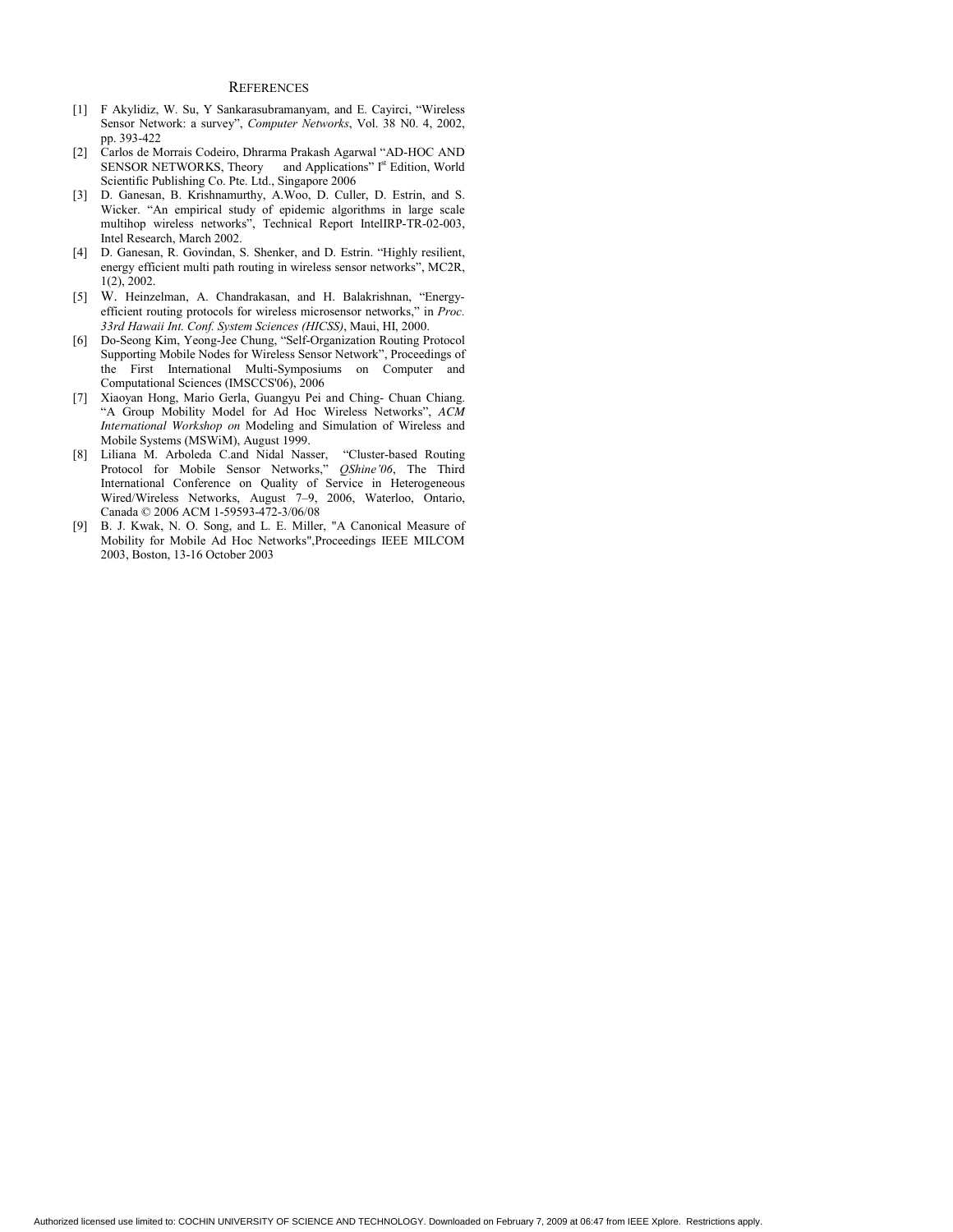# REFERENCES

[1] F Akylidiz, W. Su, Y Sankarasubramanyam, and E. Cayirci, "Wireless Sensor Network: a survey", *Computer Networks*, Vol. 38 N0. 4, 2002, pp. 393-422

[2] Carlos de Morrais Codeiro, Dhrarma Prakash Agarwal "AD-HOC AND SENSOR NETWORKS, Theory and Applications" I[st] Edition, World Scientific Publishing Co. Pte. Ltd., Singapore 2006

[3] D. Ganesan, B. Krishnamurthy, A.Woo, D. Culler, D. Estrin, and S. Wicker. "An empirical study of epidemic algorithms in large scale multihop wireless networks", Technical Report IntelIRP-TR-02-003, Intel Research, March 2002.

[4] D. Ganesan, R. Govindan, S. Shenker, and D. Estrin. "Highly resilient, energy efficient multi path routing in wireless sensor networks", MC2R, 1(2), 2002.

[5] W. Heinzelman, A. Chandrakasan, and H. Balakrishnan, "Energy-efficient routing protocols for wireless microsensor networks," in *Proc. 33rd Hawaii Int. Conf. System Sciences (HICSS)*, Maui, HI, 2000.

[6] Do-Seong Kim, Yeong-Jee Chung, "Self-Organization Routing Protocol Supporting Mobile Nodes for Wireless Sensor Network", Proceedings of the First International Multi-Symposiums on Computer and Computational Sciences (IMSCCS'06), 2006

[7] Xiaoyan Hong, Mario Gerla, Guangyu Pei and Ching- Chuan Chiang. "A Group Mobility Model for Ad Hoc Wireless Networks", *ACM International Workshop on* Modeling and Simulation of Wireless and Mobile Systems (MSWiM), August 1999.

[8] Liliana M. Arboleda C.and Nidal Nasser, "Cluster-based Routing Protocol for Mobile Sensor Networks," *QShine'06*, The Third International Conference on Quality of Service in Heterogeneous Wired/Wireless Networks, August 7–9, 2006, Waterloo, Ontario, Canada © 2006 ACM 1-59593-472-3/06/08

[9] B. J. Kwak, N. O. Song, and L. E. Miller, "A Canonical Measure of Mobility for Mobile Ad Hoc Networks",Proceedings IEEE MILCOM 2003, Boston, 13-16 October 2003